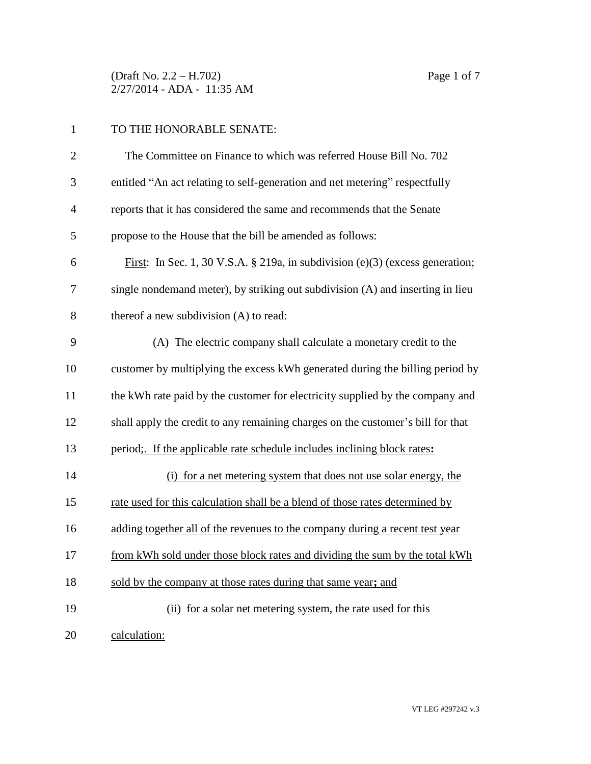TO THE HONORABLE SENATE:

The Committee on Finance to which was referred House Bill No. 702 entitled "An act relating to self-generation and net metering" respectfully reports that it has considered the same and recommends that the Senate propose to the House that the bill be amended as follows:

First: In Sec. 1, 30 V.S.A. § 219a, in subdivision (e)(3) (excess generation; single nondemand meter), by striking out subdivision (A) and inserting in lieu thereof a new subdivision (A) to read:

(A) The electric company shall calculate a monetary credit to the customer by multiplying the excess kWh generated during the billing period by the kWh rate paid by the customer for electricity supplied by the company and shall apply the credit to any remaining charges on the customer's bill for that period~~;~~. If the applicable rate schedule includes inclining block rates**:**

(i) for a net metering system that does not use solar energy, the rate used for this calculation shall be a blend of those rates determined by adding together all of the revenues to the company during a recent test year from kWh sold under those block rates and dividing the sum by the total kWh sold by the company at those rates during that same year**;** and

(ii) for a solar net metering system, the rate used for this calculation: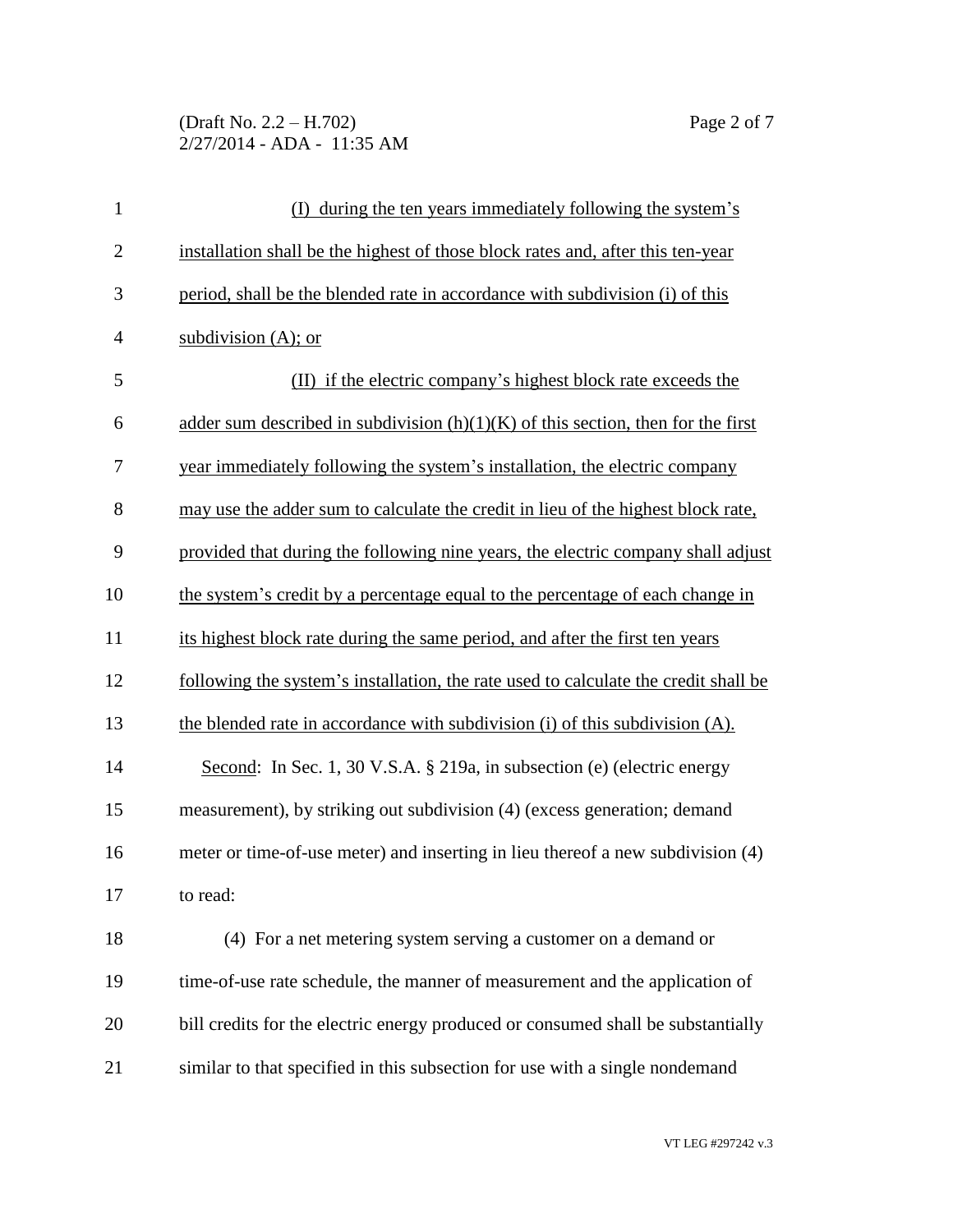(I) during the ten years immediately following the system's installation shall be the highest of those block rates and, after this ten-year period, shall be the blended rate in accordance with subdivision (i) of this subdivision (A); or

(II) if the electric company's highest block rate exceeds the adder sum described in subdivision (h)(1)(K) of this section, then for the first year immediately following the system's installation, the electric company may use the adder sum to calculate the credit in lieu of the highest block rate, provided that during the following nine years, the electric company shall adjust the system's credit by a percentage equal to the percentage of each change in its highest block rate during the same period, and after the first ten years following the system's installation, the rate used to calculate the credit shall be the blended rate in accordance with subdivision (i) of this subdivision (A).

Second: In Sec. 1, 30 V.S.A. § 219a, in subsection (e) (electric energy measurement), by striking out subdivision (4) (excess generation; demand meter or time-of-use meter) and inserting in lieu thereof a new subdivision (4) to read:

(4) For a net metering system serving a customer on a demand or time-of-use rate schedule, the manner of measurement and the application of bill credits for the electric energy produced or consumed shall be substantially similar to that specified in this subsection for use with a single nondemand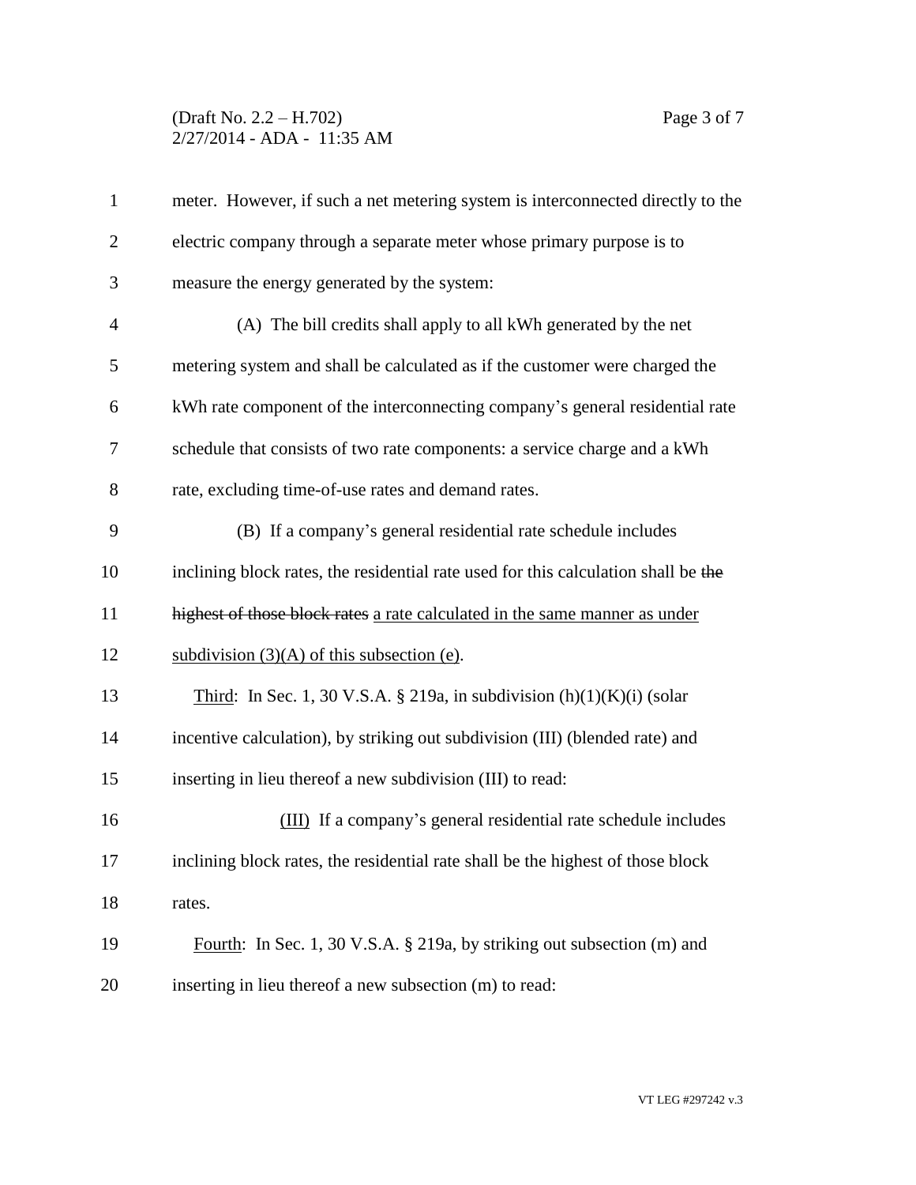meter. However, if such a net metering system is interconnected directly to the electric company through a separate meter whose primary purpose is to measure the energy generated by the system:

(A) The bill credits shall apply to all kWh generated by the net metering system and shall be calculated as if the customer were charged the kWh rate component of the interconnecting company's general residential rate schedule that consists of two rate components: a service charge and a kWh rate, excluding time-of-use rates and demand rates.

(B) If a company's general residential rate schedule includes inclining block rates, the residential rate used for this calculation shall be ~~the highest of those block rates~~ <u>a rate calculated in the same manner as under subdivision (3)(A) of this subsection (e)</u>.

<u>Third</u>: In Sec. 1, 30 V.S.A. § 219a, in subdivision (h)(1)(K)(i) (solar incentive calculation), by striking out subdivision (III) (blended rate) and inserting in lieu thereof a new subdivision (III) to read:

<u>(III)</u> If a company's general residential rate schedule includes inclining block rates, the residential rate shall be the highest of those block rates.

<u>Fourth</u>: In Sec. 1, 30 V.S.A. § 219a, by striking out subsection (m) and inserting in lieu thereof a new subsection (m) to read: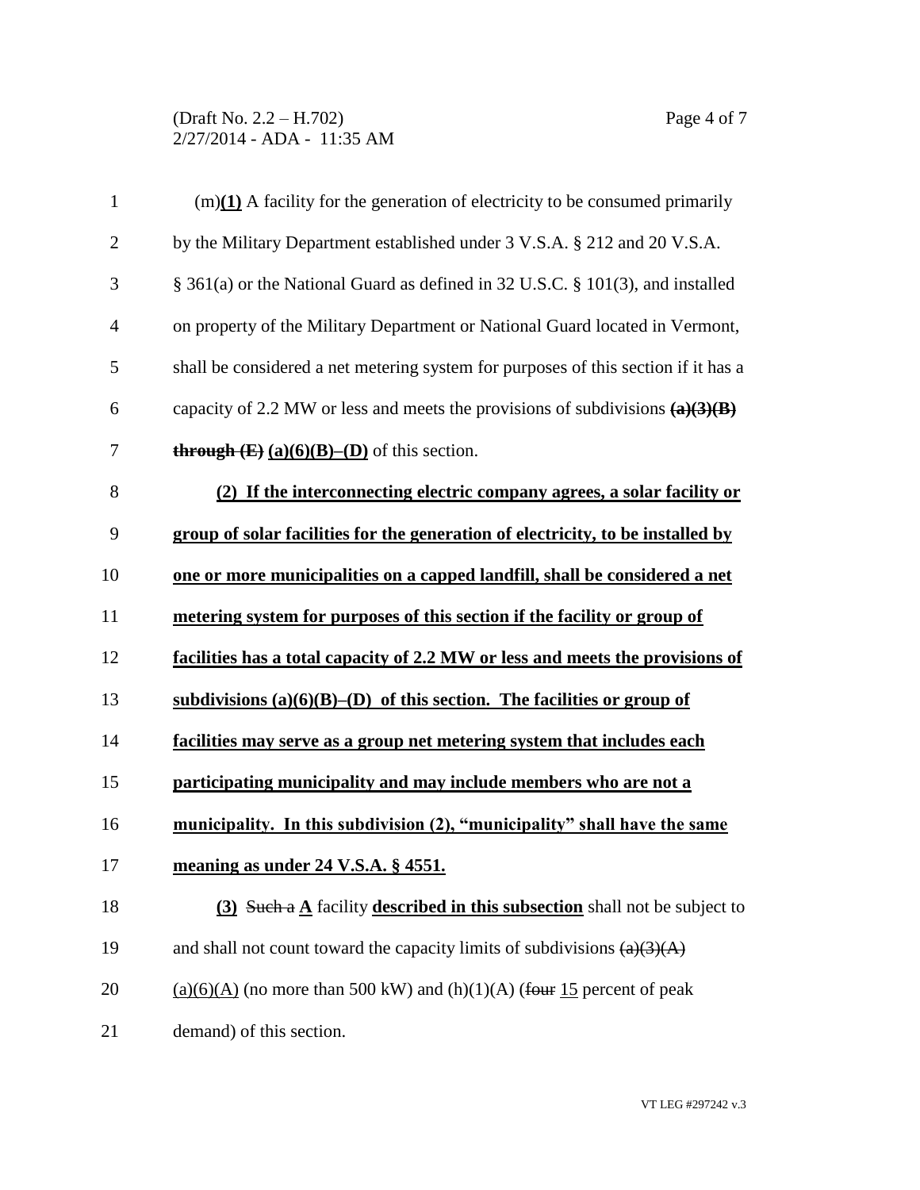(m)**(1)** A facility for the generation of electricity to be consumed primarily by the Military Department established under 3 V.S.A. § 212 and 20 V.S.A. § 361(a) or the National Guard as defined in 32 U.S.C. § 101(3), and installed on property of the Military Department or National Guard located in Vermont, shall be considered a net metering system for purposes of this section if it has a capacity of 2.2 MW or less and meets the provisions of subdivisions ~~**(a)(3)(B) through (E)**~~ **(a)(6)(B)–(D)** of this section.

**(2) If the interconnecting electric company agrees, a solar facility or group of solar facilities for the generation of electricity, to be installed by one or more municipalities on a capped landfill, shall be considered a net metering system for purposes of this section if the facility or group of facilities has a total capacity of 2.2 MW or less and meets the provisions of subdivisions (a)(6)(B)–(D) of this section. The facilities or group of facilities may serve as a group net metering system that includes each participating municipality and may include members who are not a municipality. In this subdivision (2), "municipality" shall have the same meaning as under 24 V.S.A. § 4551.**

**(3)** ~~Such a~~ **A** facility **described in this subsection** shall not be subject to and shall not count toward the capacity limits of subdivisions ~~(a)(3)(A)~~ (a)(6)(A) (no more than 500 kW) and (h)(1)(A) (~~four~~ 15 percent of peak demand) of this section.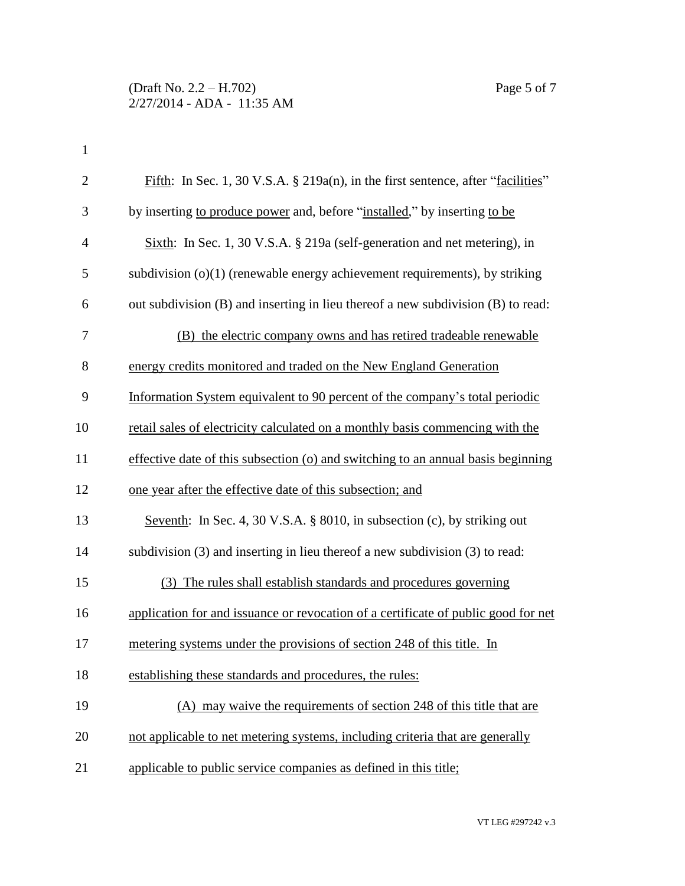Fifth: In Sec. 1, 30 V.S.A. § 219a(n), in the first sentence, after "facilities" by inserting to produce power and, before "installed," by inserting to be

Sixth: In Sec. 1, 30 V.S.A. § 219a (self-generation and net metering), in subdivision (o)(1) (renewable energy achievement requirements), by striking out subdivision (B) and inserting in lieu thereof a new subdivision (B) to read:

(B) the electric company owns and has retired tradeable renewable energy credits monitored and traded on the New England Generation Information System equivalent to 90 percent of the company's total periodic retail sales of electricity calculated on a monthly basis commencing with the effective date of this subsection (o) and switching to an annual basis beginning one year after the effective date of this subsection; and

Seventh: In Sec. 4, 30 V.S.A. § 8010, in subsection (c), by striking out subdivision (3) and inserting in lieu thereof a new subdivision (3) to read:

(3) The rules shall establish standards and procedures governing application for and issuance or revocation of a certificate of public good for net metering systems under the provisions of section 248 of this title. In establishing these standards and procedures, the rules:

(A) may waive the requirements of section 248 of this title that are not applicable to net metering systems, including criteria that are generally applicable to public service companies as defined in this title;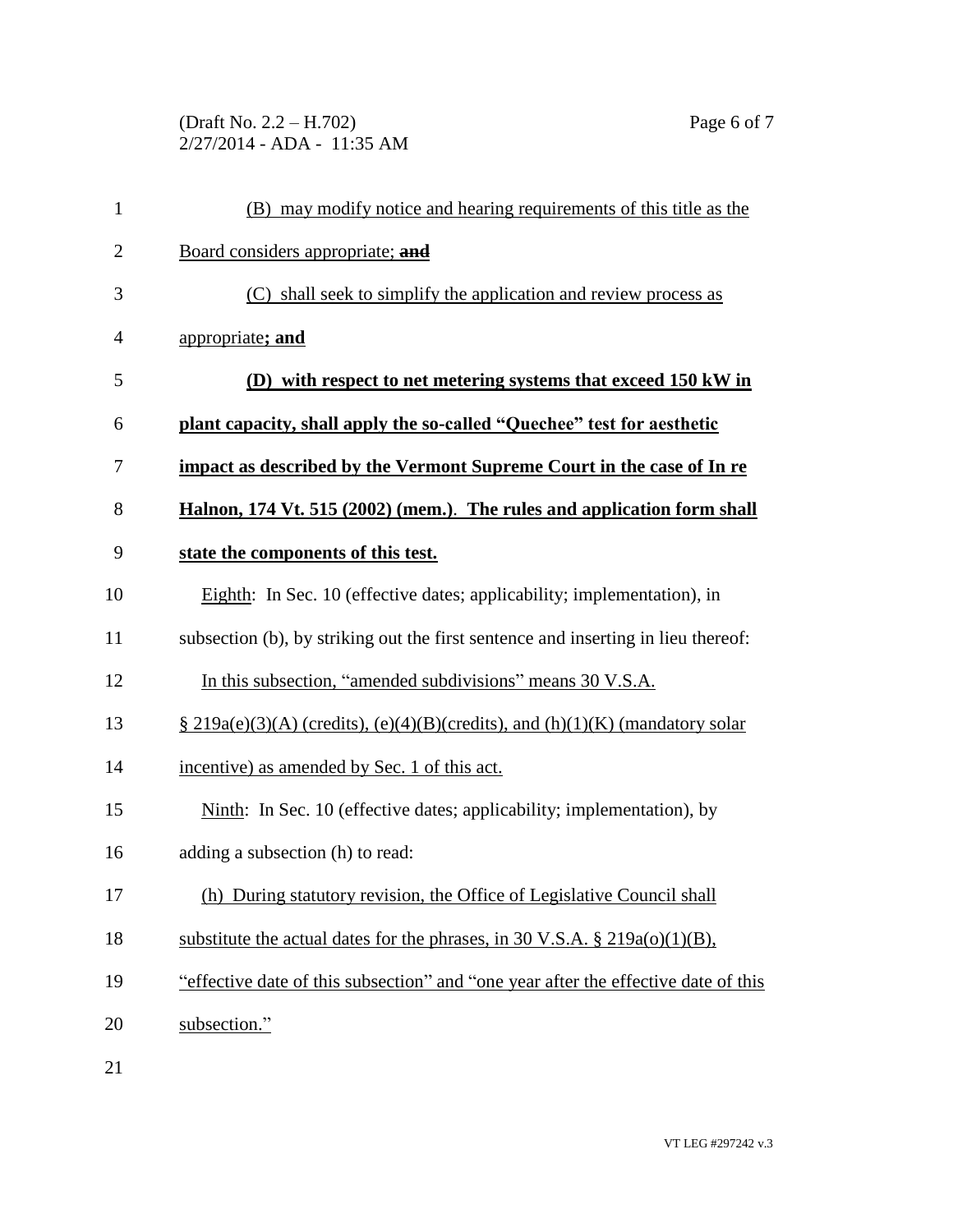(B) may modify notice and hearing requirements of this title as the Board considers appropriate; ~~**and**~~

(C) shall seek to simplify the application and review process as appropriate**; and**

**(D) with respect to net metering systems that exceed 150 kW in plant capacity, shall apply the so-called "Quechee" test for aesthetic impact as described by the Vermont Supreme Court in the case of In re Halnon, 174 Vt. 515 (2002) (mem.)**. **The rules and application form shall state the components of this test.**

Eighth: In Sec. 10 (effective dates; applicability; implementation), in subsection (b), by striking out the first sentence and inserting in lieu thereof:

In this subsection, "amended subdivisions" means 30 V.S.A. § 219a(e)(3)(A) (credits), (e)(4)(B)(credits), and (h)(1)(K) (mandatory solar incentive) as amended by Sec. 1 of this act.

Ninth: In Sec. 10 (effective dates; applicability; implementation), by adding a subsection (h) to read:

(h) During statutory revision, the Office of Legislative Council shall substitute the actual dates for the phrases, in 30 V.S.A. § 219a(o)(1)(B), "effective date of this subsection" and "one year after the effective date of this subsection."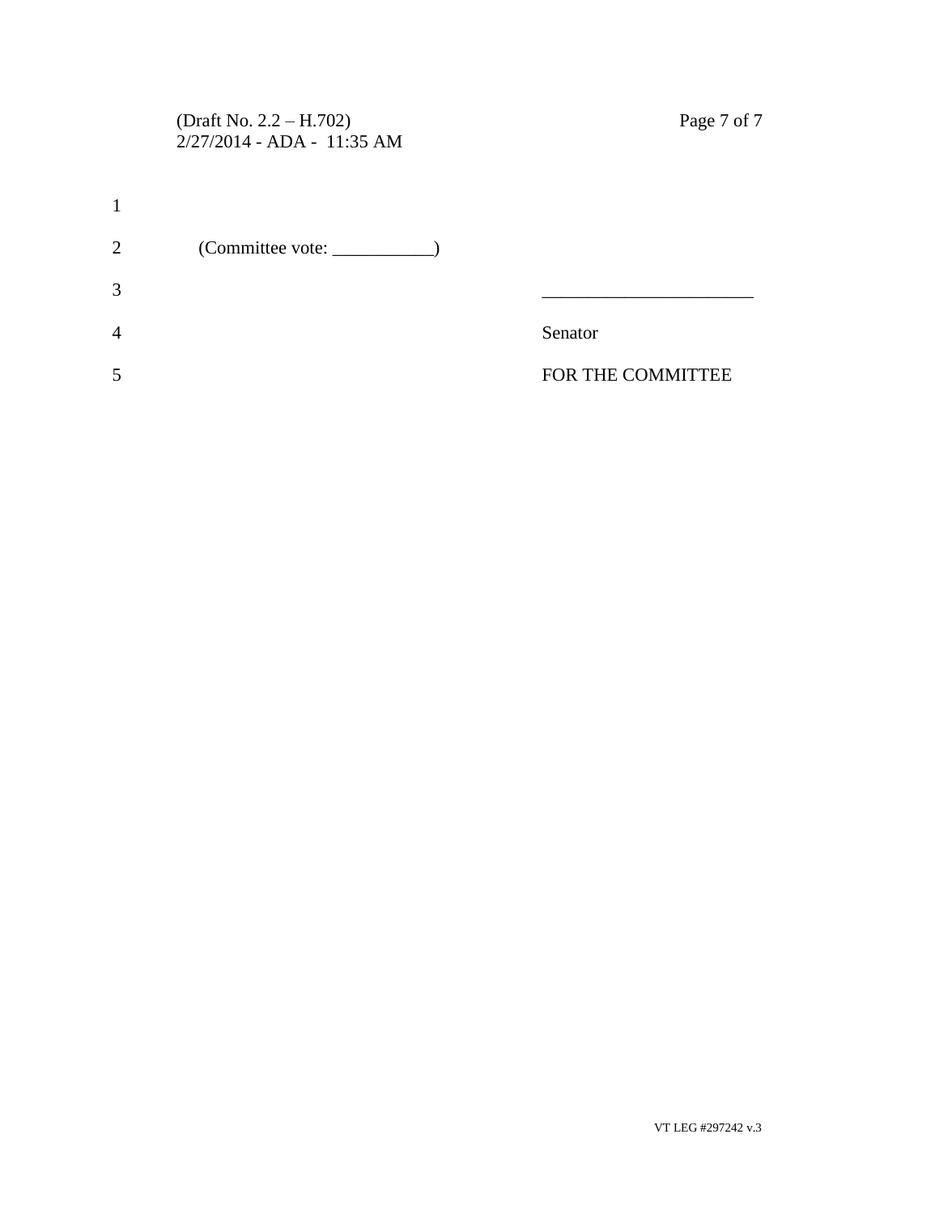(Committee vote: ___________)

_______________________

Senator

FOR THE COMMITTEE